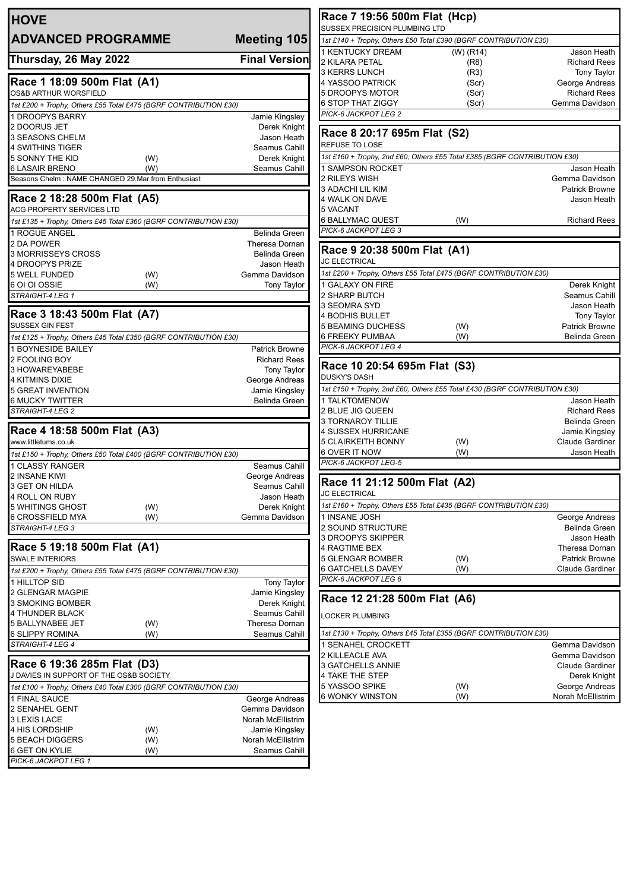# HOVE

## ADVANCED PROGRAMME — Meeting 105

**Thursday, 26 May 2022** — **Final Version**

### Race 1 18:09 500m Flat (A1)

OS&B ARTHUR WORSFIELD

*1st £200 + Trophy, Others £55 Total £475 (BGRF CONTRIBUTION £30)*

| Trap | Dog | | Trainer |
|---|---|---|---|
| 1 | DROOPYS BARRY | | Jamie Kingsley |
| 2 | DOORUS JET | | Derek Knight |
| 3 | SEASONS CHELM | | Jason Heath |
| 4 | SWITHINS TIGER | | Seamus Cahill |
| 5 | SONNY THE KID | (W) | Derek Knight |
| 6 | LASAIR BRENO | (W) | Seamus Cahill |

Seasons Chelm : NAME CHANGED 29.Mar from Enthusiast

### Race 2 18:28 500m Flat (A5)

ACG PROPERTY SERVICES LTD

*1st £135 + Trophy, Others £45 Total £360 (BGRF CONTRIBUTION £30)*

| Trap | Dog | | Trainer |
|---|---|---|---|
| 1 | ROGUE ANGEL | | Belinda Green |
| 2 | DA POWER | | Theresa Dornan |
| 3 | MORRISSEYS CROSS | | Belinda Green |
| 4 | DROOPYS PRIZE | | Jason Heath |
| 5 | WELL FUNDED | (W) | Gemma Davidson |
| 6 | OI OI OSSIE | (W) | Tony Taylor |

*STRAIGHT-4 LEG 1*

### Race 3 18:43 500m Flat (A7)

SUSSEX GIN FEST

*1st £125 + Trophy, Others £45 Total £350 (BGRF CONTRIBUTION £30)*

| Trap | Dog | | Trainer |
|---|---|---|---|
| 1 | BOYNESIDE BAILEY | | Patrick Browne |
| 2 | FOOLING BOY | | Richard Rees |
| 3 | HOWAREYABEBE | | Tony Taylor |
| 4 | KITMINS DIXIE | | George Andreas |
| 5 | GREAT INVENTION | | Jamie Kingsley |
| 6 | MUCKY TWITTER | | Belinda Green |

*STRAIGHT-4 LEG 2*

### Race 4 18:58 500m Flat (A3)

www.littletums.co.uk

*1st £150 + Trophy, Others £50 Total £400 (BGRF CONTRIBUTION £30)*

| Trap | Dog | | Trainer |
|---|---|---|---|
| 1 | CLASSY RANGER | | Seamus Cahill |
| 2 | INSANE KIWI | | George Andreas |
| 3 | GET ON HILDA | | Seamus Cahill |
| 4 | ROLL ON RUBY | | Jason Heath |
| 5 | WHITINGS GHOST | (W) | Derek Knight |
| 6 | CROSSFIELD MYA | (W) | Gemma Davidson |

*STRAIGHT-4 LEG 3*

### Race 5 19:18 500m Flat (A1)

SWALE INTERIORS

*1st £200 + Trophy, Others £55 Total £475 (BGRF CONTRIBUTION £30)*

| Trap | Dog | | Trainer |
|---|---|---|---|
| 1 | HILLTOP SID | | Tony Taylor |
| 2 | GLENGAR MAGPIE | | Jamie Kingsley |
| 3 | SMOKING BOMBER | | Derek Knight |
| 4 | THUNDER BLACK | | Seamus Cahill |
| 5 | BALLYNABEE JET | (W) | Theresa Dornan |
| 6 | SLIPPY ROMINA | (W) | Seamus Cahill |

*STRAIGHT-4 LEG 4*

### Race 6 19:36 285m Flat (D3)

J DAVIES IN SUPPORT OF THE OS&B SOCIETY

*1st £100 + Trophy, Others £40 Total £300 (BGRF CONTRIBUTION £30)*

| Trap | Dog | | Trainer |
|---|---|---|---|
| 1 | FINAL SAUCE | | George Andreas |
| 2 | SENAHEL GENT | | Gemma Davidson |
| 3 | LEXIS LACE | | Norah McEllistrim |
| 4 | HIS LORDSHIP | (W) | Jamie Kingsley |
| 5 | BEACH DIGGERS | (W) | Norah McEllistrim |
| 6 | GET ON KYLIE | (W) | Seamus Cahill |

*PICK-6 JACKPOT LEG 1*

### Race 7 19:56 500m Flat (Hcp)

SUSSEX PRECISION PLUMBING LTD

*1st £140 + Trophy, Others £50 Total £390 (BGRF CONTRIBUTION £30)*

| Trap | Dog | | Trainer |
|---|---|---|---|
| 1 | KENTUCKY DREAM | (W) (R14) | Jason Heath |
| 2 | KILARA PETAL | (R8) | Richard Rees |
| 3 | KERRS LUNCH | (R3) | Tony Taylor |
| 4 | YASSOO PATRICK | (Scr) | George Andreas |
| 5 | DROOPYS MOTOR | (Scr) | Richard Rees |
| 6 | STOP THAT ZIGGY | (Scr) | Gemma Davidson |

*PICK-6 JACKPOT LEG 2*

### Race 8 20:17 695m Flat (S2)

REFUSE TO LOSE

*1st £160 + Trophy, 2nd £60, Others £55 Total £385 (BGRF CONTRIBUTION £30)*

| Trap | Dog | | Trainer |
|---|---|---|---|
| 1 | SAMPSON ROCKET | | Jason Heath |
| 2 | RILEYS WISH | | Gemma Davidson |
| 3 | ADACHI LIL KIM | | Patrick Browne |
| 4 | WALK ON DAVE | | Jason Heath |
| 5 | VACANT | | |
| 6 | BALLYMAC QUEST | (W) | Richard Rees |

*PICK-6 JACKPOT LEG 3*

### Race 9 20:38 500m Flat (A1)

JC ELECTRICAL

*1st £200 + Trophy, Others £55 Total £475 (BGRF CONTRIBUTION £30)*

| Trap | Dog | | Trainer |
|---|---|---|---|
| 1 | GALAXY ON FIRE | | Derek Knight |
| 2 | SHARP BUTCH | | Seamus Cahill |
| 3 | SEOMRA SYD | | Jason Heath |
| 4 | BODHIS BULLET | | Tony Taylor |
| 5 | BEAMING DUCHESS | (W) | Patrick Browne |
| 6 | FREEKY PUMBAA | (W) | Belinda Green |

*PICK-6 JACKPOT LEG 4*

### Race 10 20:54 695m Flat (S3)

DUSKY'S DASH

*1st £150 + Trophy, 2nd £60, Others £55 Total £430 (BGRF CONTRIBUTION £30)*

| Trap | Dog | | Trainer |
|---|---|---|---|
| 1 | TALKTOMENOW | | Jason Heath |
| 2 | BLUE JIG QUEEN | | Richard Rees |
| 3 | TORNAROY TILLIE | | Belinda Green |
| 4 | SUSSEX HURRICANE | | Jamie Kingsley |
| 5 | CLAIRKEITH BONNY | (W) | Claude Gardiner |
| 6 | OVER IT NOW | (W) | Jason Heath |

*PICK-6 JACKPOT LEG-5*

### Race 11 21:12 500m Flat (A2)

JC ELECTRICAL

*1st £160 + Trophy, Others £55 Total £435 (BGRF CONTRIBUTION £30)*

| Trap | Dog | | Trainer |
|---|---|---|---|
| 1 | INSANE JOSH | | George Andreas |
| 2 | SOUND STRUCTURE | | Belinda Green |
| 3 | DROOPYS SKIPPER | | Jason Heath |
| 4 | RAGTIME BEX | | Theresa Dornan |
| 5 | GLENGAR BOMBER | (W) | Patrick Browne |
| 6 | GATCHELLS DAVEY | (W) | Claude Gardiner |

*PICK-6 JACKPOT LEG 6*

### Race 12 21:28 500m Flat (A6)

LOCKER PLUMBING

*1st £130 + Trophy, Others £45 Total £355 (BGRF CONTRIBUTION £30)*

| Trap | Dog | | Trainer |
|---|---|---|---|
| 1 | SENAHEL CROCKETT | | Gemma Davidson |
| 2 | KILLEACLE AVA | | Gemma Davidson |
| 3 | GATCHELLS ANNIE | | Claude Gardiner |
| 4 | TAKE THE STEP | | Derek Knight |
| 5 | YASSOO SPIKE | (W) | George Andreas |
| 6 | WONKY WINSTON | (W) | Norah McEllistrim |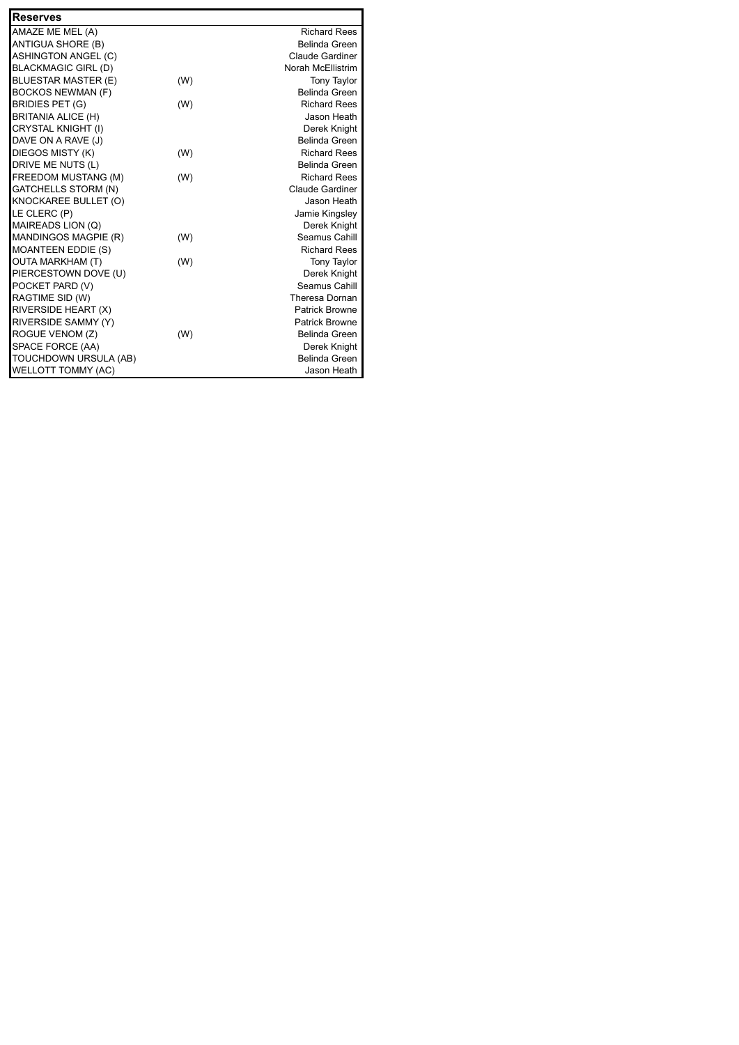| Reserves | | |
|---|---|---|
| AMAZE ME MEL (A) | | Richard Rees |
| ANTIGUA SHORE (B) | | Belinda Green |
| ASHINGTON ANGEL (C) | | Claude Gardiner |
| BLACKMAGIC GIRL (D) | | Norah McEllistrim |
| BLUESTAR MASTER (E) | (W) | Tony Taylor |
| BOCKOS NEWMAN (F) | | Belinda Green |
| BRIDIES PET (G) | (W) | Richard Rees |
| BRITANIA ALICE (H) | | Jason Heath |
| CRYSTAL KNIGHT (I) | | Derek Knight |
| DAVE ON A RAVE (J) | | Belinda Green |
| DIEGOS MISTY (K) | (W) | Richard Rees |
| DRIVE ME NUTS (L) | | Belinda Green |
| FREEDOM MUSTANG (M) | (W) | Richard Rees |
| GATCHELLS STORM (N) | | Claude Gardiner |
| KNOCKAREE BULLET (O) | | Jason Heath |
| LE CLERC (P) | | Jamie Kingsley |
| MAIREADS LION (Q) | | Derek Knight |
| MANDINGOS MAGPIE (R) | (W) | Seamus Cahill |
| MOANTEEN EDDIE (S) | | Richard Rees |
| OUTA MARKHAM (T) | (W) | Tony Taylor |
| PIERCESTOWN DOVE (U) | | Derek Knight |
| POCKET PARD (V) | | Seamus Cahill |
| RAGTIME SID (W) | | Theresa Dornan |
| RIVERSIDE HEART (X) | | Patrick Browne |
| RIVERSIDE SAMMY (Y) | | Patrick Browne |
| ROGUE VENOM (Z) | (W) | Belinda Green |
| SPACE FORCE (AA) | | Derek Knight |
| TOUCHDOWN URSULA (AB) | | Belinda Green |
| WELLOTT TOMMY (AC) | | Jason Heath |